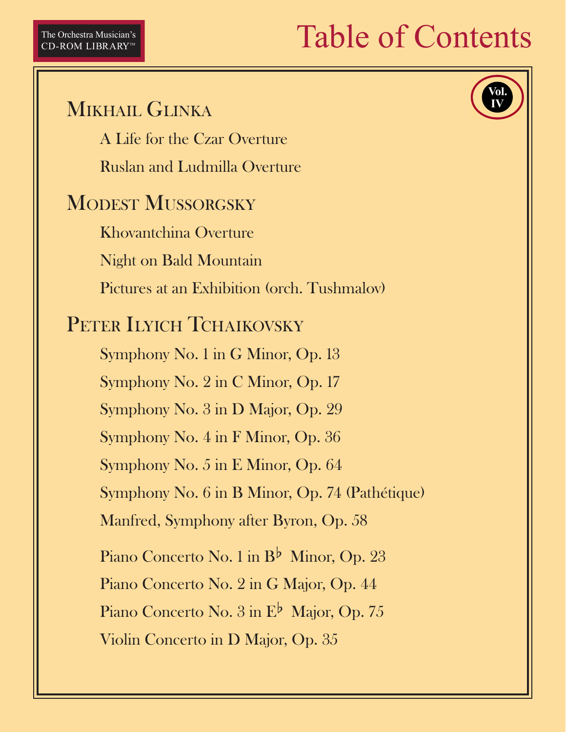The Orchestra Musician's CD-ROM LIBRARY™

# Table of Contents

Vol. IV

## Mikhail Glinka

A Life for the Czar Overture

Ruslan and Ludmilla Overture

## Modest Mussorgsky

Khovantchina Overture

Night on Bald Mountain

Pictures at an Exhibition (orch. Tushmalov)

## Peter Ilyich Tchaikovsky

Symphony No. 1 in G Minor, Op. 13

Symphony No. 2 in C Minor, Op. 17

Symphony No. 3 in D Major, Op. 29

Symphony No. 4 in F Minor, Op. 36

Symphony No. 5 in E Minor, Op. 64

Symphony No. 6 in B Minor, Op. 74 (Pathétique)

Manfred, Symphony after Byron, Op. 58

Piano Concerto No. 1 in B♭ Minor, Op. 23

Piano Concerto No. 2 in G Major, Op. 44

Piano Concerto No. 3 in E♭ Major, Op. 75

Violin Concerto in D Major, Op. 35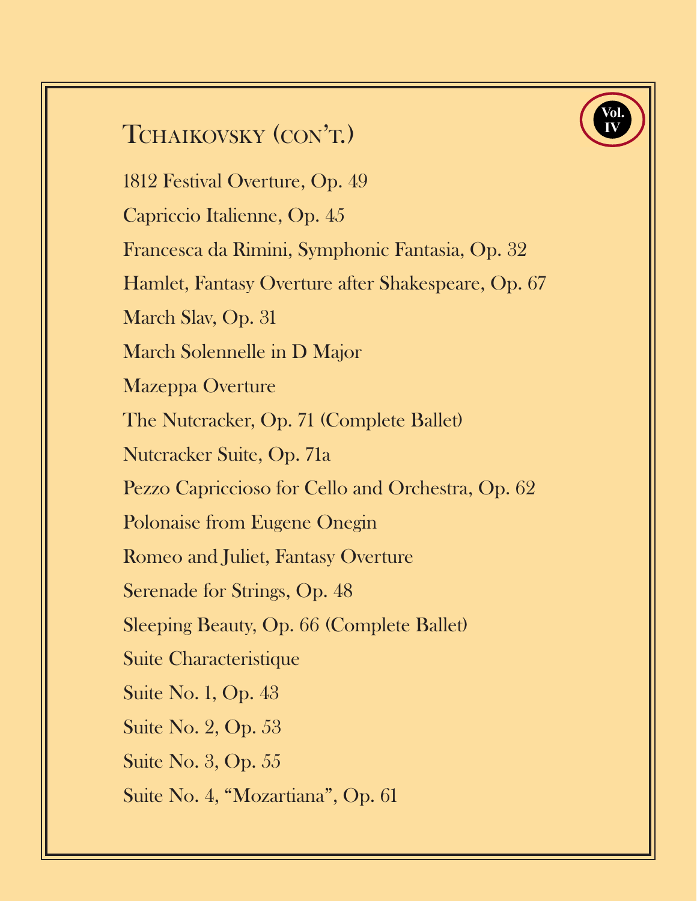Vol. IV

## Tchaikovsky (con't.)

1812 Festival Overture, Op. 49

Capriccio Italienne, Op. 45

Francesca da Rimini, Symphonic Fantasia, Op. 32

Hamlet, Fantasy Overture after Shakespeare, Op. 67

March Slav, Op. 31

March Solennelle in D Major

Mazeppa Overture

The Nutcracker, Op. 71 (Complete Ballet)

Nutcracker Suite, Op. 71a

Pezzo Capriccioso for Cello and Orchestra, Op. 62

Polonaise from Eugene Onegin

Romeo and Juliet, Fantasy Overture

Serenade for Strings, Op. 48

Sleeping Beauty, Op. 66 (Complete Ballet)

Suite Characteristique

Suite No. 1, Op. 43

Suite No. 2, Op. 53

Suite No. 3, Op. 55

Suite No. 4, "Mozartiana", Op. 61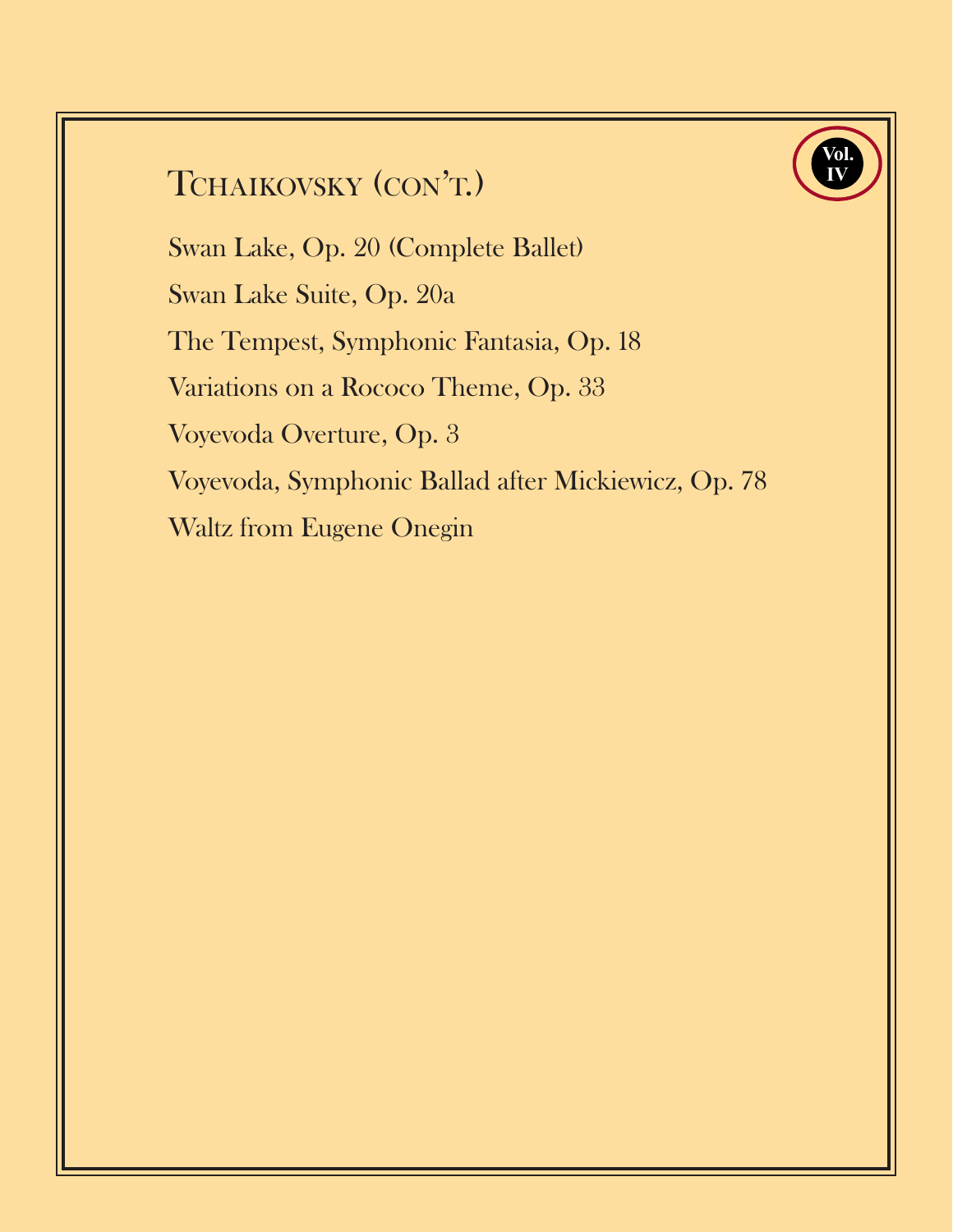## Tchaikovsky (con't.)

Vol. IV

Swan Lake, Op. 20 (Complete Ballet)

Swan Lake Suite, Op. 20a

The Tempest, Symphonic Fantasia, Op. 18

Variations on a Rococo Theme, Op. 33

Voyevoda Overture, Op. 3

Voyevoda, Symphonic Ballad after Mickiewicz, Op. 78

Waltz from Eugene Onegin